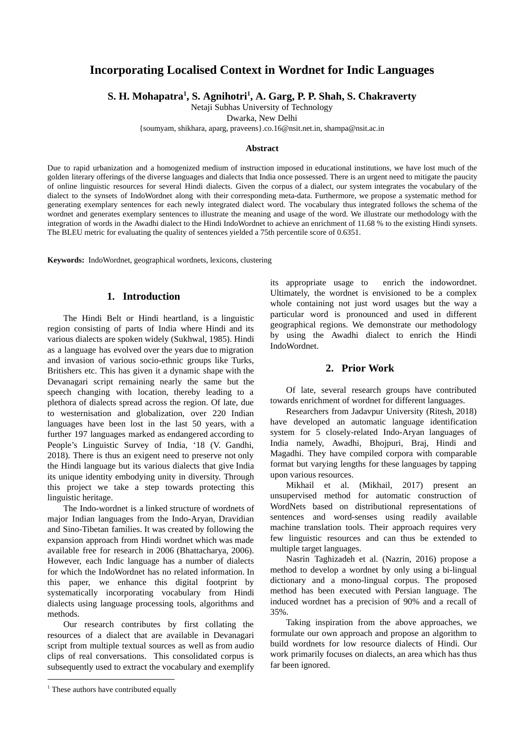# Incorporating Localised Context in Wordnet for Indic Languages

**S. H. Mohapatra[1], S. Agnihotri[1], A. Garg, P. P. Shah, S. Chakraverty**

Netaji Subhas University of Technology

Dwarka, New Delhi

{soumyam, shikhara, aparg, praveens}.co.16@nsit.net.in, shampa@nsit.ac.in

### Abstract

Due to rapid urbanization and a homogenized medium of instruction imposed in educational institutions, we have lost much of the golden literary offerings of the diverse languages and dialects that India once possessed. There is an urgent need to mitigate the paucity of online linguistic resources for several Hindi dialects. Given the corpus of a dialect, our system integrates the vocabulary of the dialect to the synsets of IndoWordnet along with their corresponding meta-data. Furthermore, we propose a systematic method for generating exemplary sentences for each newly integrated dialect word. The vocabulary thus integrated follows the schema of the wordnet and generates exemplary sentences to illustrate the meaning and usage of the word. We illustrate our methodology with the integration of words in the Awadhi dialect to the Hindi IndoWordnet to achieve an enrichment of 11.68 % to the existing Hindi synsets. The BLEU metric for evaluating the quality of sentences yielded a 75th percentile score of 0.6351.

**Keywords:** IndoWordnet, geographical wordnets, lexicons, clustering

## 1. Introduction

The Hindi Belt or Hindi heartland, is a linguistic region consisting of parts of India where Hindi and its various dialects are spoken widely (Sukhwal, 1985). Hindi as a language has evolved over the years due to migration and invasion of various socio-ethnic groups like Turks, Britishers etc. This has given it a dynamic shape with the Devanagari script remaining nearly the same but the speech changing with location, thereby leading to a plethora of dialects spread across the region. Of late, due to westernisation and globalization, over 220 Indian languages have been lost in the last 50 years, with a further 197 languages marked as endangered according to People's Linguistic Survey of India, '18 (V. Gandhi, 2018). There is thus an exigent need to preserve not only the Hindi language but its various dialects that give India its unique identity embodying unity in diversity. Through this project we take a step towards protecting this linguistic heritage.

The Indo-wordnet is a linked structure of wordnets of major Indian languages from the Indo-Aryan, Dravidian and Sino-Tibetan families. It was created by following the expansion approach from Hindi wordnet which was made available free for research in 2006 (Bhattacharya, 2006). However, each Indic language has a number of dialects for which the IndoWordnet has no related information. In this paper, we enhance this digital footprint by systematically incorporating vocabulary from Hindi dialects using language processing tools, algorithms and methods.

Our research contributes by first collating the resources of a dialect that are available in Devanagari script from multiple textual sources as well as from audio clips of real conversations. This consolidated corpus is subsequently used to extract the vocabulary and exemplify its appropriate usage to enrich the indowordnet. Ultimately, the wordnet is envisioned to be a complex whole containing not just word usages but the way a particular word is pronounced and used in different geographical regions. We demonstrate our methodology by using the Awadhi dialect to enrich the Hindi IndoWordnet.

## 2. Prior Work

Of late, several research groups have contributed towards enrichment of wordnet for different languages.

Researchers from Jadavpur University (Ritesh, 2018) have developed an automatic language identification system for 5 closely-related Indo-Aryan languages of India namely, Awadhi, Bhojpuri, Braj, Hindi and Magadhi. They have compiled corpora with comparable format but varying lengths for these languages by tapping upon various resources.

Mikhail et al. (Mikhail, 2017) present an unsupervised method for automatic construction of WordNets based on distributional representations of sentences and word-senses using readily available machine translation tools. Their approach requires very few linguistic resources and can thus be extended to multiple target languages.

Nasrin Taghizadeh et al. (Nazrin, 2016) propose a method to develop a wordnet by only using a bi-lingual dictionary and a mono-lingual corpus. The proposed method has been executed with Persian language. The induced wordnet has a precision of 90% and a recall of 35%.

Taking inspiration from the above approaches, we formulate our own approach and propose an algorithm to build wordnets for low resource dialects of Hindi. Our work primarily focuses on dialects, an area which has thus far been ignored.

[1] These authors have contributed equally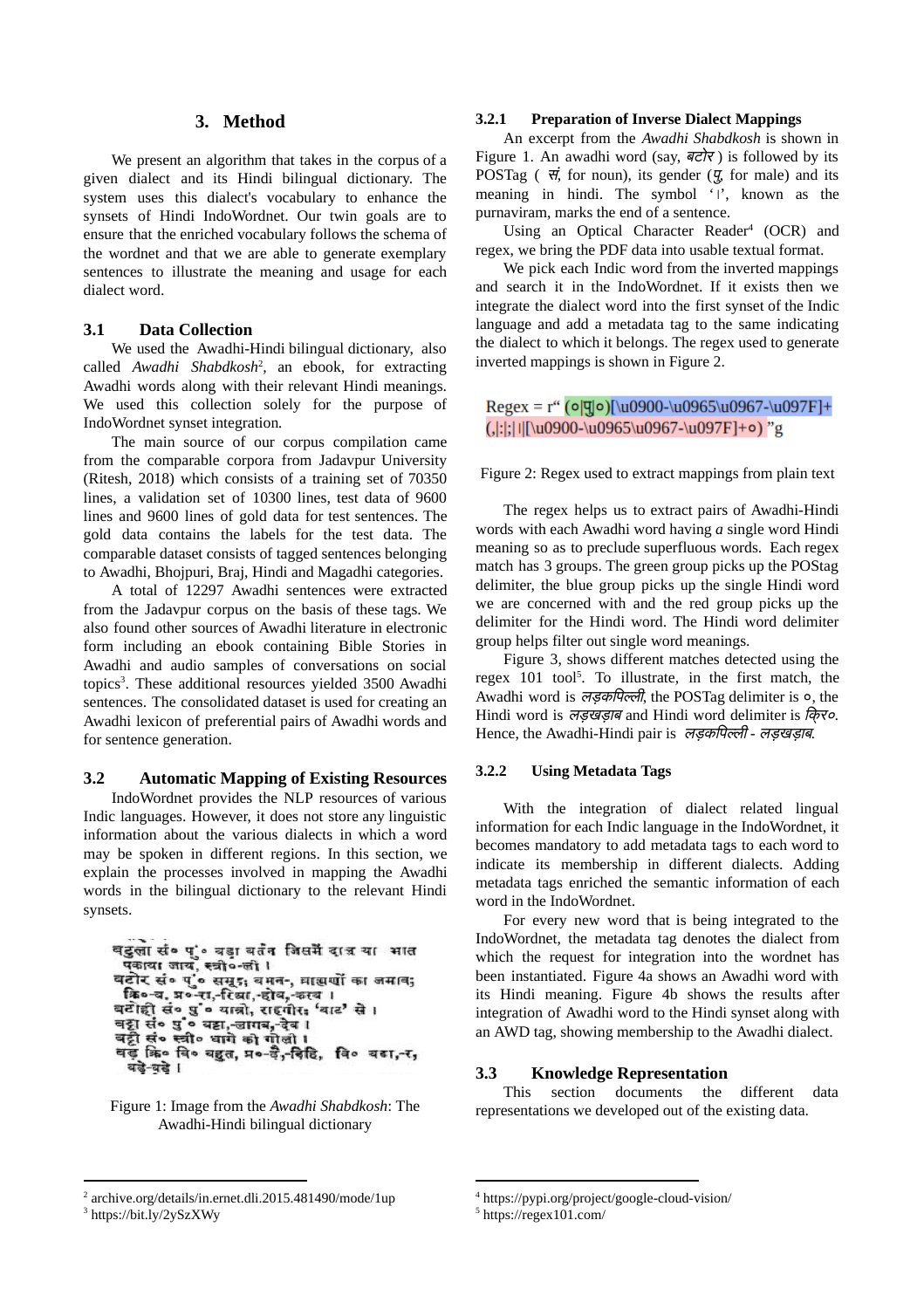## 3. Method

We present an algorithm that takes in the corpus of a given dialect and its Hindi bilingual dictionary. The system uses this dialect's vocabulary to enhance the synsets of Hindi IndoWordnet. Our twin goals are to ensure that the enriched vocabulary follows the schema of the wordnet and that we are able to generate exemplary sentences to illustrate the meaning and usage for each dialect word.

### 3.1 Data Collection

We used the Awadhi-Hindi bilingual dictionary, also called *Awadhi Shabdkosh*[2], an ebook, for extracting Awadhi words along with their relevant Hindi meanings. We used this collection solely for the purpose of IndoWordnet synset integration.

The main source of our corpus compilation came from the comparable corpora from Jadavpur University (Ritesh, 2018) which consists of a training set of 70350 lines, a validation set of 10300 lines, test data of 9600 lines and 9600 lines of gold data for test sentences. The gold data contains the labels for the test data. The comparable dataset consists of tagged sentences belonging to Awadhi, Bhojpuri, Braj, Hindi and Magadhi categories.

A total of 12297 Awadhi sentences were extracted from the Jadavpur corpus on the basis of these tags. We also found other sources of Awadhi literature in electronic form including an ebook containing Bible Stories in Awadhi and audio samples of conversations on social topics[3]. These additional resources yielded 3500 Awadhi sentences. The consolidated dataset is used for creating an Awadhi lexicon of preferential pairs of Awadhi words and for sentence generation.

### 3.2 Automatic Mapping of Existing Resources

IndoWordnet provides the NLP resources of various Indic languages. However, it does not store any linguistic information about the various dialects in which a word may be spoken in different regions. In this section, we explain the processes involved in mapping the Awadhi words in the bilingual dictionary to the relevant Hindi synsets.

Figure 1: Image from the *Awadhi Shabdkosh*: The Awadhi-Hindi bilingual dictionary

#### 3.2.1 Preparation of Inverse Dialect Mappings

An excerpt from the *Awadhi Shabdkosh* is shown in Figure 1. An awadhi word (say, *बटोर*) is followed by its POSTag (*सं*, for noun), its gender (*पु*, for male) and its meaning in hindi. The symbol '।', known as the purnaviram, marks the end of a sentence.

Using an Optical Character Reader[4] (OCR) and regex, we bring the PDF data into usable textual format.

We pick each Indic word from the inverted mappings and search it in the IndoWordnet. If it exists then we integrate the dialect word into the first synset of the Indic language and add a metadata tag to the same indicating the dialect to which it belongs. The regex used to generate inverted mappings is shown in Figure 2.

```
Regex = r" (०|पु|०)[\u0900-\u0965\u0967-\u097F]+(,|:|;|।|[\u0900-\u0965\u0967-\u097F]+०) "g
```

Figure 2: Regex used to extract mappings from plain text

The regex helps us to extract pairs of Awadhi-Hindi words with each Awadhi word having *a* single word Hindi meaning so as to preclude superfluous words. Each regex match has 3 groups. The green group picks up the POStag delimiter, the blue group picks up the single Hindi word we are concerned with and the red group picks up the delimiter for the Hindi word. The Hindi word delimiter group helps filter out single word meanings.

Figure 3, shows different matches detected using the regex 101 tool[5]. To illustrate, in the first match, the Awadhi word is *लड़कपिल्ली*, the POSTag delimiter is ०, the Hindi word is *लड़खड़ाब* and Hindi word delimiter is *क्रि०*. Hence, the Awadhi-Hindi pair is *लड़कपिल्ली - लड़खड़ाब*.

#### 3.2.2 Using Metadata Tags

With the integration of dialect related lingual information for each Indic language in the IndoWordnet, it becomes mandatory to add metadata tags to each word to indicate its membership in different dialects. Adding metadata tags enriched the semantic information of each word in the IndoWordnet.

For every new word that is being integrated to the IndoWordnet, the metadata tag denotes the dialect from which the request for integration into the wordnet has been instantiated. Figure 4a shows an Awadhi word with its Hindi meaning. Figure 4b shows the results after integration of Awadhi word to the Hindi synset along with an AWD tag, showing membership to the Awadhi dialect.

### 3.3 Knowledge Representation

This section documents the different data representations we developed out of the existing data.

---

[2] archive.org/details/in.ernet.dli.2015.481490/mode/1up
[3] https://bit.ly/2ySzXWy
[4] https://pypi.org/project/google-cloud-vision/
[5] https://regex101.com/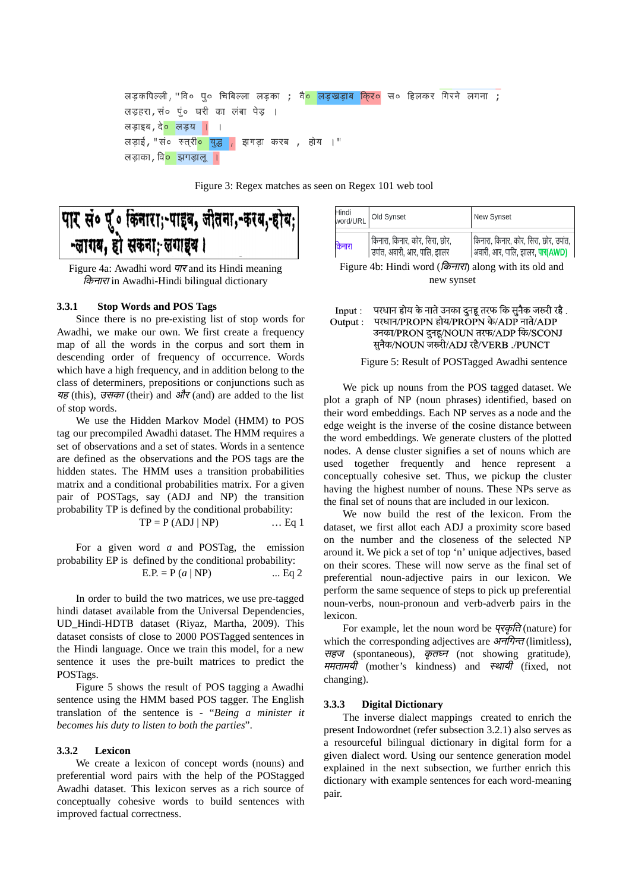लड़कपिल्ली, "वि० पु० चिबिल्ला लड़का ; वै० लड़खड़ाब क्रि० स० हिलकर गिरने लगना ;
लड़हरा, सं० पुं० घरी का लंबा पेड़ ।
लड़ाइब, दे० लड़य ।
लड़ाई, "सं० स्त्री० युद्ध , झगड़ा करब , होय ।"
लड़ाका, वि० झगड़ालू ।

Figure 3: Regex matches as seen on Regex 101 web tool

पार सं० पुं० किनारा;-पाइब, जीतना,-करब,-होब; -लागब, हो सकना;-लगाइब ।

Figure 4a: Awadhi word *पार* and its Hindi meaning *किनारा* in Awadhi-Hindi bilingual dictionary

| Hindi word/URL | Old Synset | New Synset |
|---|---|---|
| किनारा | किनारा, किनार, कोर, सिरा, छोर, उपांत, अवारी, आर, पालि, झालर | किनारा, किनार, कोर, सिरा, छोर, उपांत, अवारी, आर, पालि, झालर, पार(AWD) |

Figure 4b: Hindi word (*किनारा*) along with its old and new synset

### 3.3.1 Stop Words and POS Tags

Since there is no pre-existing list of stop words for Awadhi, we make our own. We first create a frequency map of all the words in the corpus and sort them in descending order of frequency of occurrence. Words which have a high frequency, and in addition belong to the class of determiners, prepositions or conjunctions such as *यह* (this), *उसका* (their) and *और* (and) are added to the list of stop words.

We use the Hidden Markov Model (HMM) to POS tag our precompiled Awadhi dataset. The HMM requires a set of observations and a set of states. Words in a sentence are defined as the observations and the POS tags are the hidden states. The HMM uses a transition probabilities matrix and a conditional probabilities matrix. For a given pair of POSTags, say (ADJ and NP) the transition probability TP is defined by the conditional probability:

$$TP = P(ADJ \mid NP) \qquad \text{... Eq 1}$$

For a given word $a$ and POSTag, the emission probability EP is defined by the conditional probability:

$$E.P. = P(a \mid NP) \qquad \text{... Eq 2}$$

In order to build the two matrices, we use pre-tagged hindi dataset available from the Universal Dependencies, UD_Hindi-HDTB dataset (Riyaz, Martha, 2009). This dataset consists of close to 2000 POSTagged sentences in the Hindi language. Once we train this model, for a new sentence it uses the pre-built matrices to predict the POSTags.

Figure 5 shows the result of POS tagging a Awadhi sentence using the HMM based POS tagger. The English translation of the sentence is - *"Being a minister it becomes his duty to listen to both the parties"*.

### 3.3.2 Lexicon

We create a lexicon of concept words (nouns) and preferential word pairs with the help of the POStagged Awadhi dataset. This lexicon serves as a rich source of conceptually cohesive words to build sentences with improved factual correctness.

Input : परधान होय के नाते उनका दुनहू तरफ कि सुनैक जरूरी रहे .
Output : परधान/PROPN होय/PROPN के/ADP नाते/ADP उनका/PRON दुनहू/NOUN तरफ/ADP कि/SCONJ सुनैक/NOUN जरूरी/ADJ रहे/VERB ./PUNCT

Figure 5: Result of POSTagged Awadhi sentence

We pick up nouns from the POS tagged dataset. We plot a graph of NP (noun phrases) identified, based on their word embeddings. Each NP serves as a node and the edge weight is the inverse of the cosine distance between the word embeddings. We generate clusters of the plotted nodes. A dense cluster signifies a set of nouns which are used together frequently and hence represent a conceptually cohesive set. Thus, we pickup the cluster having the highest number of nouns. These NPs serve as the final set of nouns that are included in our lexicon.

We now build the rest of the lexicon. From the dataset, we first allot each ADJ a proximity score based on the number and the closeness of the selected NP around it. We pick a set of top 'n' unique adjectives, based on their scores. These will now serve as the final set of preferential noun-adjective pairs in our lexicon. We perform the same sequence of steps to pick up preferential noun-verbs, noun-pronoun and verb-adverb pairs in the lexicon.

For example, let the noun word be *प्रकृति* (nature) for which the corresponding adjectives are *अनगिन्त* (limitless), *सहज* (spontaneous), *कृतघ्न* (not showing gratitude), *ममतामयी* (mother's kindness) and *स्थायी* (fixed, not changing).

### 3.3.3 Digital Dictionary

The inverse dialect mappings created to enrich the present Indowordnet (refer subsection 3.2.1) also serves as a resourceful bilingual dictionary in digital form for a given dialect word. Using our sentence generation model explained in the next subsection, we further enrich this dictionary with example sentences for each word-meaning pair.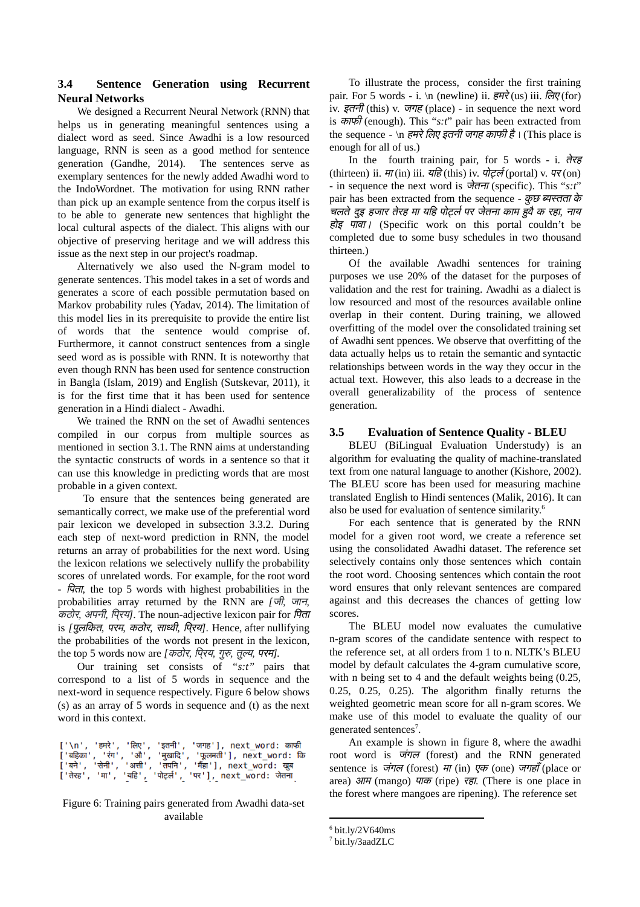### 3.4 Sentence Generation using Recurrent Neural Networks

We designed a Recurrent Neural Network (RNN) that helps us in generating meaningful sentences using a dialect word as seed. Since Awadhi is a low resourced language, RNN is seen as a good method for sentence generation (Gandhe, 2014). The sentences serve as exemplary sentences for the newly added Awadhi word to the IndoWordnet. The motivation for using RNN rather than pick up an example sentence from the corpus itself is to be able to generate new sentences that highlight the local cultural aspects of the dialect. This aligns with our objective of preserving heritage and we will address this issue as the next step in our project's roadmap.

Alternatively we also used the N-gram model to generate sentences. This model takes in a set of words and generates a score of each possible permutation based on Markov probability rules (Yadav, 2014). The limitation of this model lies in its prerequisite to provide the entire list of words that the sentence would comprise of. Furthermore, it cannot construct sentences from a single seed word as is possible with RNN. It is noteworthy that even though RNN has been used for sentence construction in Bangla (Islam, 2019) and English (Sutskevar, 2011), it is for the first time that it has been used for sentence generation in a Hindi dialect - Awadhi.

We trained the RNN on the set of Awadhi sentences compiled in our corpus from multiple sources as mentioned in section 3.1. The RNN aims at understanding the syntactic constructs of words in a sentence so that it can use this knowledge in predicting words that are most probable in a given context.

To ensure that the sentences being generated are semantically correct, we make use of the preferential word pair lexicon we developed in subsection 3.3.2. During each step of next-word prediction in RNN, the model returns an array of probabilities for the next word. Using the lexicon relations we selectively nullify the probability scores of unrelated words. For example, for the root word - *पिता,* the top 5 words with highest probabilities in the probabilities array returned by the RNN are *[जी, जान, कठोर, अपनी, प्रिय]*. The noun-adjective lexicon pair for *पिता* is *[पुलकित, परम, कठोर, साध्वी, प्रिय]*. Hence, after nullifying the probabilities of the words not present in the lexicon, the top 5 words now are *[कठोर, प्रिय, गुरु, तुल्य, परम]*.

Our training set consists of *"s:t"* pairs that correspond to a list of 5 words in sequence and the next-word in sequence respectively. Figure 6 below shows (s) as an array of 5 words in sequence and (t) as the next word in this context.

```
['\n', 'हमरे', 'लिए', 'इतनी', 'जगह'], next_word: काफी
['बहिका', 'रंग', 'औ', 'मुखादि', 'फूलमती'], next_word: कि
['बने', 'सेनी', 'अत्ती', 'तपनि', 'मैंहा'], next_word: खुब
['तेरह', 'मा', 'यहि', 'पोट्र्ल', 'पर'], next_word: जेतना
```

Figure 6: Training pairs generated from Awadhi data-set available

To illustrate the process, consider the first training pair. For 5 words - i. \n (newline) ii. *हमरे* (us) iii. *लिए* (for) iv. *इतनी* (this) v. *जगह* (place) - in sequence the next word is *काफी* (enough). This "*s:t*" pair has been extracted from the sequence - \n *हमरे लिए इतनी जगह काफी है* । (This place is enough for all of us.)

In the fourth training pair, for 5 words - i. *तेरह* (thirteen) ii. *मा* (in) iii. *यहि* (this) iv. *पोट्र्ल* (portal) v. *पर* (on) - in sequence the next word is *जेतना* (specific). This "*s:t*" pair has been extracted from the sequence - *कुछ ब्यस्तता के चलते दुइ हजार तेरह मा यहि पोट्र्ल पर जेतना काम हुवै क रहा, नाय होइ पावा।* (Specific work on this portal couldn't be completed due to some busy schedules in two thousand thirteen.)

Of the available Awadhi sentences for training purposes we use 20% of the dataset for the purposes of validation and the rest for training. Awadhi as a dialect is low resourced and most of the resources available online overlap in their content. During training, we allowed overfitting of the model over the consolidated training set of Awadhi sent ppences. We observe that overfitting of the data actually helps us to retain the semantic and syntactic relationships between words in the way they occur in the actual text. However, this also leads to a decrease in the overall generalizability of the process of sentence generation.

### 3.5 Evaluation of Sentence Quality - BLEU

BLEU (BiLingual Evaluation Understudy) is an algorithm for evaluating the quality of machine-translated text from one natural language to another (Kishore, 2002). The BLEU score has been used for measuring machine translated English to Hindi sentences (Malik, 2016). It can also be used for evaluation of sentence similarity.[6]

For each sentence that is generated by the RNN model for a given root word, we create a reference set using the consolidated Awadhi dataset. The reference set selectively contains only those sentences which contain the root word. Choosing sentences which contain the root word ensures that only relevant sentences are compared against and this decreases the chances of getting low scores.

The BLEU model now evaluates the cumulative n-gram scores of the candidate sentence with respect to the reference set, at all orders from 1 to n. NLTK's BLEU model by default calculates the 4-gram cumulative score, with n being set to 4 and the default weights being (0.25, 0.25, 0.25, 0.25). The algorithm finally returns the weighted geometric mean score for all n-gram scores. We make use of this model to evaluate the quality of our generated sentences[7].

An example is shown in figure 8, where the awadhi root word is *जंगल* (forest) and the RNN generated sentence is *जंगल* (forest) *मा* (in) *एक* (one) *जगहाँ* (place or area) *आम* (mango) *पाक* (ripe) *रहा.* (There is one place in the forest where mangoes are ripening). The reference set

[6] bit.ly/2V640ms

[7] bit.ly/3aadZLC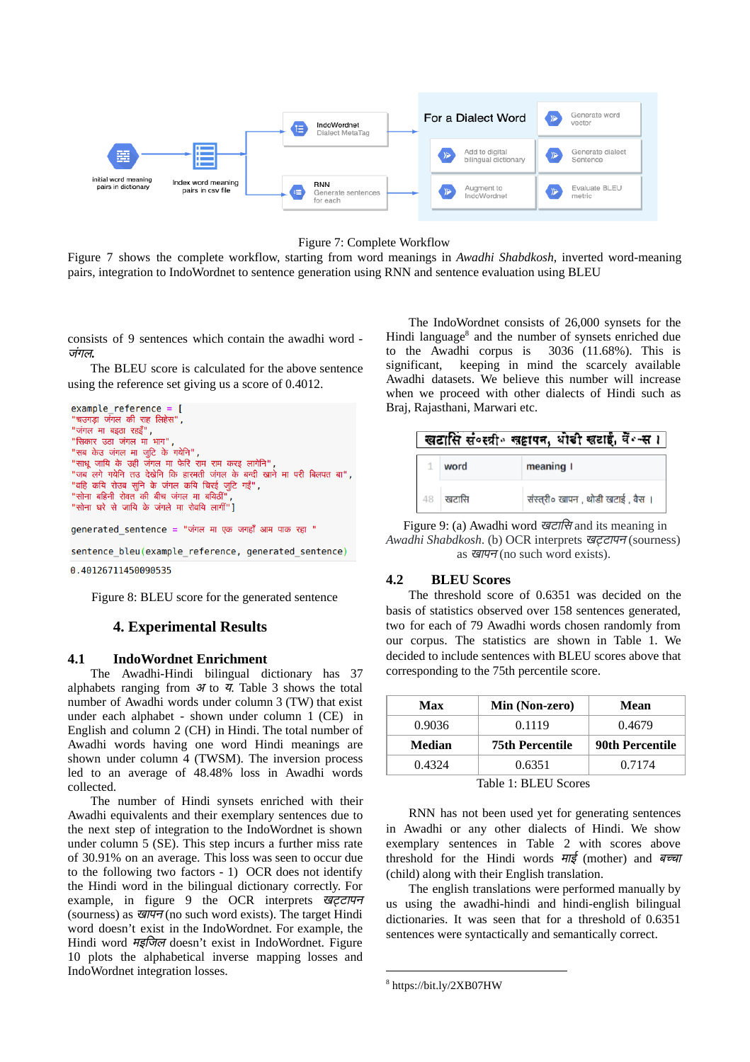Figure 7: Complete Workflow

Figure 7 shows the complete workflow, starting from word meanings in *Awadhi Shabdkosh*, inverted word-meaning pairs, integration to IndoWordnet to sentence generation using RNN and sentence evaluation using BLEU

consists of 9 sentences which contain the awadhi word - *जंगल*.

The BLEU score is calculated for the above sentence using the reference set giving us a score of 0.4012.

```
example_reference = [
"चउगड़ा जंगल की राह लिहेस",
"जंगल मा बढ़ा रहईं",
"सिकार उठा जंगल मा भाग",
"सब केउ जंगल मा जुटि के गयेनि",
"साधू जायि के उही जंगल मा फेरि राम राम करइ लागेनि",
"जब लगे गयेनि तउ देखेनि कि हारमती जंगल के बन्दी खाने मा परी बिलपत बा",
"वहि कयि रोवब सुनि के जंगल कयि चिरई जुटि गईं",
"सोना बहिनी रोवत की बीच जंगल मा बयिठीं",
"सोना घरे से जायि के जंगले मा रोवयि लागीं"]

generated_sentence = "जंगल मा एक जगहँ आम पाक रहा "

sentence_bleu(example_reference, generated_sentence)

0.40126711450090535
```

Figure 8: BLEU score for the generated sentence

## 4. Experimental Results

### 4.1 IndoWordnet Enrichment

The Awadhi-Hindi bilingual dictionary has 37 alphabets ranging from *अ* to *य*. Table 3 shows the total number of Awadhi words under column 3 (TW) that exist under each alphabet - shown under column 1 (CE) in English and column 2 (CH) in Hindi. The total number of Awadhi words having one word Hindi meanings are shown under column 4 (TWSM). The inversion process led to an average of 48.48% loss in Awadhi words collected.

The number of Hindi synsets enriched with their Awadhi equivalents and their exemplary sentences due to the next step of integration to the IndoWordnet is shown under column 5 (SE). This step incurs a further miss rate of 30.91% on an average. This loss was seen to occur due to the following two factors - 1) OCR does not identify the Hindi word in the bilingual dictionary correctly. For example, in figure 9 the OCR interprets *खट्टापन* (sourness) as *खापन* (no such word exists). The target Hindi word doesn't exist in the IndoWordnet. For example, the Hindi word *मइजिल* doesn't exist in IndoWordnet. Figure 10 plots the alphabetical inverse mapping losses and IndoWordnet integration losses.

The IndoWordnet consists of 26,000 synsets for the Hindi language[8] and the number of synsets enriched due to the Awadhi corpus is 3036 (11.68%). This is significant, keeping in mind the scarcely available Awadhi datasets. We believe this number will increase when we proceed with other dialects of Hindi such as Braj, Rajasthani, Marwari etc.

| | word | meaning |
|---|---|---|
| 48 | खटासि | संस्त्री० खापन , थोड़ी खटाई , वैस । |

Figure 9: (a) Awadhi word *खटासि* and its meaning in *Awadhi Shabdkosh*. (b) OCR interprets *खट्टापन* (sourness) as *खापन* (no such word exists).

### 4.2 BLEU Scores

The threshold score of 0.6351 was decided on the basis of statistics observed over 158 sentences generated, two for each of 79 Awadhi words chosen randomly from our corpus. The statistics are shown in Table 1. We decided to include sentences with BLEU scores above that corresponding to the 75th percentile score.

| Max | Min (Non-zero) | Mean |
|---|---|---|
| 0.9036 | 0.1119 | 0.4679 |
| **Median** | **75th Percentile** | **90th Percentile** |
| 0.4324 | 0.6351 | 0.7174 |

Table 1: BLEU Scores

RNN has not been used yet for generating sentences in Awadhi or any other dialects of Hindi. We show exemplary sentences in Table 2 with scores above threshold for the Hindi words *माई* (mother) and *बच्चा* (child) along with their English translation.

The english translations were performed manually by us using the awadhi-hindi and hindi-english bilingual dictionaries. It was seen that for a threshold of 0.6351 sentences were syntactically and semantically correct.

[8] https://bit.ly/2XB07HW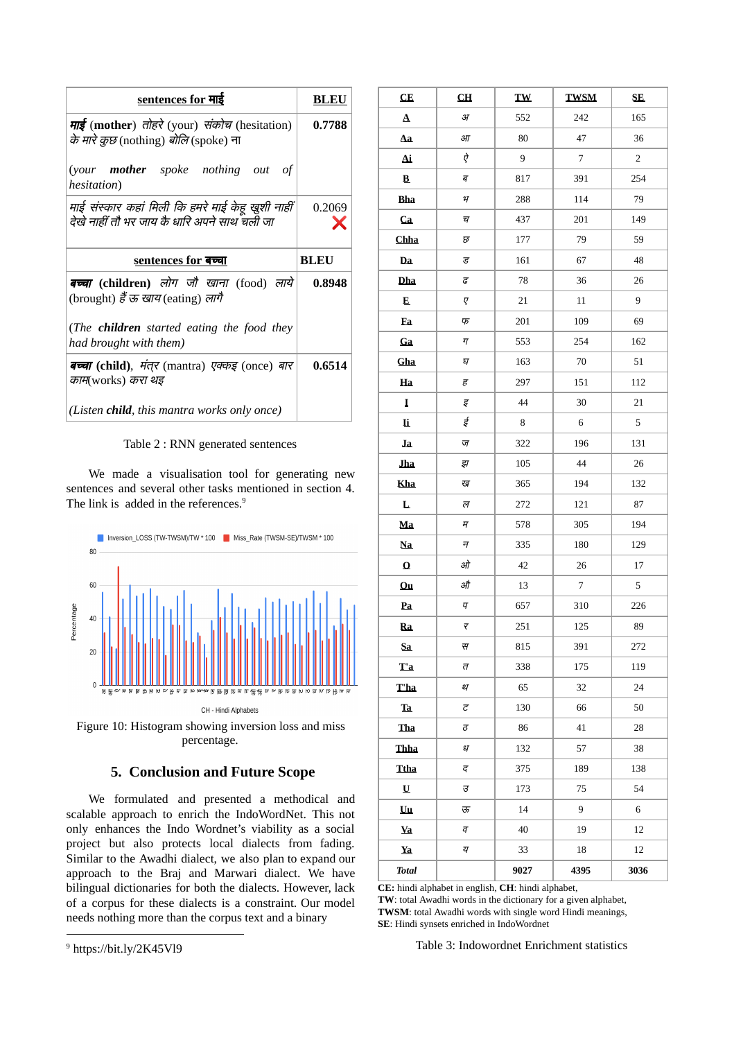| sentences for माई | BLEU |
|---|---|
| ***माई*** **(mother)** *तोहरे* (your) *संकोच* (hesitation) *के मारे कुछ* (nothing) *बोलि* (spoke) *ना*<br><br>(*your* ***mother*** *spoke nothing out of hesitation*) | **0.7788** |
| *माई संस्कार कहां मिली कि हमरे माई केहू खुशी नाहीं देखे नाहीं तौ भर जाय कै धारि अपने साथ चली जा* | 0.2069 ❌ |
| **sentences for बच्चा** | **BLEU** |
| ***बच्चा*** **(children)** *लोग जौ खाना* (food) *लाये* (brought) *हैं ऊ खाय* (eating) *लागै*<br><br>(*The* ***children*** *started eating the food they had brought with them*) | **0.8948** |
| ***बच्चा*** **(child)**, *मंत्र* (mantra) *एक्कइ* (once) *बार काम*(works) *करा थइ*<br><br>(*Listen* ***child****, this mantra works only once*) | **0.6514** |

Table 2 : RNN generated sentences

We made a visualisation tool for generating new sentences and several other tasks mentioned in section 4. The link is added in the references.[9]

Figure 10: Histogram showing inversion loss and miss percentage.

## 5. Conclusion and Future Scope

We formulated and presented a methodical and scalable approach to enrich the IndoWordNet. This not only enhances the Indo Wordnet's viability as a social project but also protects local dialects from fading. Similar to the Awadhi dialect, we also plan to expand our approach to the Braj and Marwari dialect. We have bilingual dictionaries for both the dialects. However, lack of a corpus for these dialects is a constraint. Our model needs nothing more than the corpus text and a binary

| CE | CH | TW | TWSM | SE |
|---|---|---|---|---|
| A | अ | 552 | 242 | 165 |
| Aa | आ | 80 | 47 | 36 |
| Ai | ऐ | 9 | 7 | 2 |
| B | ब | 817 | 391 | 254 |
| Bha | भ | 288 | 114 | 79 |
| Ca | च | 437 | 201 | 149 |
| Chha | छ | 177 | 79 | 59 |
| Da | ड | 161 | 67 | 48 |
| Dha | ढ | 78 | 36 | 26 |
| E | ए | 21 | 11 | 9 |
| Fa | फ | 201 | 109 | 69 |
| Ga | ग | 553 | 254 | 162 |
| Gha | घ | 163 | 70 | 51 |
| Ha | ह | 297 | 151 | 112 |
| I | इ | 44 | 30 | 21 |
| Ii | ई | 8 | 6 | 5 |
| Ja | ज | 322 | 196 | 131 |
| Jha | झ | 105 | 44 | 26 |
| Kha | ख | 365 | 194 | 132 |
| L | ल | 272 | 121 | 87 |
| Ma | म | 578 | 305 | 194 |
| Na | न | 335 | 180 | 129 |
| O | ओ | 42 | 26 | 17 |
| Ou | औ | 13 | 7 | 5 |
| Pa | प | 657 | 310 | 226 |
| Ra | र | 251 | 125 | 89 |
| Sa | स | 815 | 391 | 272 |
| T'a | त | 338 | 175 | 119 |
| T'ha | थ | 65 | 32 | 24 |
| Ta | ट | 130 | 66 | 50 |
| Tha | ठ | 86 | 41 | 28 |
| Thha | ध | 132 | 57 | 38 |
| Ttha | द | 375 | 189 | 138 |
| U | उ | 173 | 75 | 54 |
| Uu | ऊ | 14 | 9 | 6 |
| Va | व | 40 | 19 | 12 |
| Ya | य | 33 | 18 | 12 |
| *Total* | | **9027** | **4395** | **3036** |

**CE:** hindi alphabet in english, **CH**: hindi alphabet,
**TW**: total Awadhi words in the dictionary for a given alphabet,
**TWSM**: total Awadhi words with single word Hindi meanings,
**SE**: Hindi synsets enriched in IndoWordnet

Table 3: Indowordnet Enrichment statistics

[9] https://bit.ly/2K45Vl9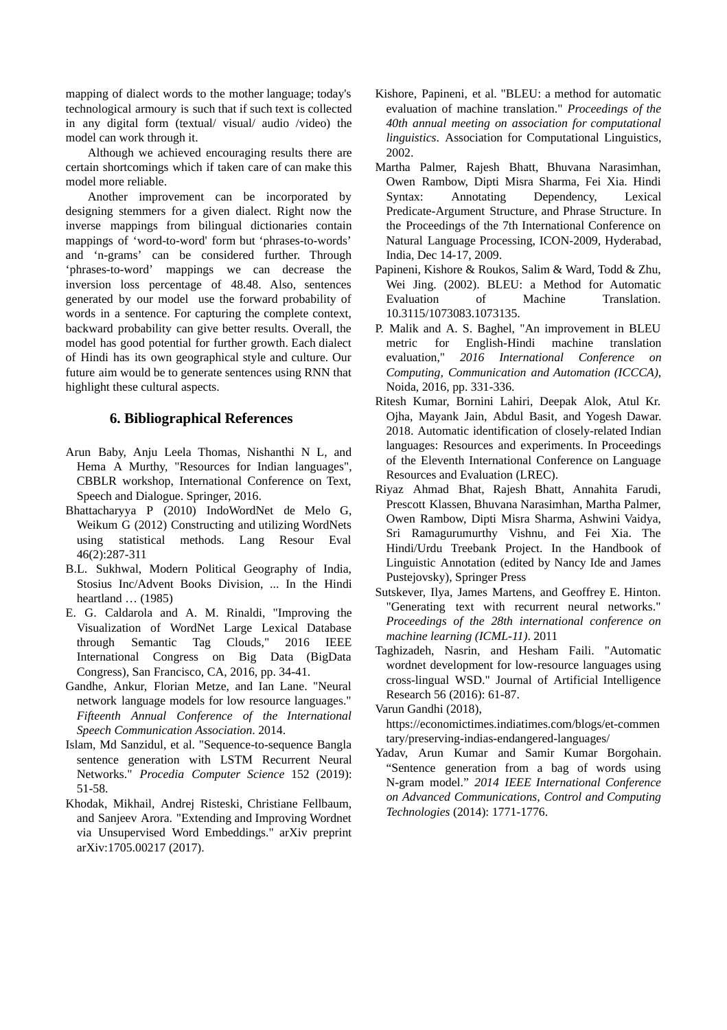mapping of dialect words to the mother language; today's technological armoury is such that if such text is collected in any digital form (textual/ visual/ audio /video) the model can work through it.

Although we achieved encouraging results there are certain shortcomings which if taken care of can make this model more reliable.

Another improvement can be incorporated by designing stemmers for a given dialect. Right now the inverse mappings from bilingual dictionaries contain mappings of 'word-to-word' form but 'phrases-to-words' and 'n-grams' can be considered further. Through 'phrases-to-word' mappings we can decrease the inversion loss percentage of 48.48. Also, sentences generated by our model use the forward probability of words in a sentence. For capturing the complete context, backward probability can give better results. Overall, the model has good potential for further growth. Each dialect of Hindi has its own geographical style and culture. Our future aim would be to generate sentences using RNN that highlight these cultural aspects.

## 6. Bibliographical References

Arun Baby, Anju Leela Thomas, Nishanthi N L, and Hema A Murthy, "Resources for Indian languages", CBBLR workshop, International Conference on Text, Speech and Dialogue. Springer, 2016.

Bhattacharyya P (2010) IndoWordNet de Melo G, Weikum G (2012) Constructing and utilizing WordNets using statistical methods. Lang Resour Eval 46(2):287-311

B.L. Sukhwal, Modern Political Geography of India, Stosius Inc/Advent Books Division, ... In the Hindi heartland … (1985)

E. G. Caldarola and A. M. Rinaldi, "Improving the Visualization of WordNet Large Lexical Database through Semantic Tag Clouds," 2016 IEEE International Congress on Big Data (BigData Congress), San Francisco, CA, 2016, pp. 34-41.

Gandhe, Ankur, Florian Metze, and Ian Lane. "Neural network language models for low resource languages." *Fifteenth Annual Conference of the International Speech Communication Association*. 2014.

Islam, Md Sanzidul, et al. "Sequence-to-sequence Bangla sentence generation with LSTM Recurrent Neural Networks." *Procedia Computer Science* 152 (2019): 51-58.

Khodak, Mikhail, Andrej Risteski, Christiane Fellbaum, and Sanjeev Arora. "Extending and Improving Wordnet via Unsupervised Word Embeddings." arXiv preprint arXiv:1705.00217 (2017).

Kishore, Papineni, et al. "BLEU: a method for automatic evaluation of machine translation." *Proceedings of the 40th annual meeting on association for computational linguistics*. Association for Computational Linguistics, 2002.

Martha Palmer, Rajesh Bhatt, Bhuvana Narasimhan, Owen Rambow, Dipti Misra Sharma, Fei Xia. Hindi Syntax: Annotating Dependency, Lexical Predicate-Argument Structure, and Phrase Structure. In the Proceedings of the 7th International Conference on Natural Language Processing, ICON-2009, Hyderabad, India, Dec 14-17, 2009.

Papineni, Kishore & Roukos, Salim & Ward, Todd & Zhu, Wei Jing. (2002). BLEU: a Method for Automatic Evaluation of Machine Translation. 10.3115/1073083.1073135.

P. Malik and A. S. Baghel, "An improvement in BLEU metric for English-Hindi machine translation evaluation," *2016 International Conference on Computing, Communication and Automation (ICCCA)*, Noida, 2016, pp. 331-336.

Ritesh Kumar, Bornini Lahiri, Deepak Alok, Atul Kr. Ojha, Mayank Jain, Abdul Basit, and Yogesh Dawar. 2018. Automatic identification of closely-related Indian languages: Resources and experiments. In Proceedings of the Eleventh International Conference on Language Resources and Evaluation (LREC).

Riyaz Ahmad Bhat, Rajesh Bhatt, Annahita Farudi, Prescott Klassen, Bhuvana Narasimhan, Martha Palmer, Owen Rambow, Dipti Misra Sharma, Ashwini Vaidya, Sri Ramagurumurthy Vishnu, and Fei Xia. The Hindi/Urdu Treebank Project. In the Handbook of Linguistic Annotation (edited by Nancy Ide and James Pustejovsky), Springer Press

Sutskever, Ilya, James Martens, and Geoffrey E. Hinton. "Generating text with recurrent neural networks." *Proceedings of the 28th international conference on machine learning (ICML-11)*. 2011

Taghizadeh, Nasrin, and Hesham Faili. "Automatic wordnet development for low-resource languages using cross-lingual WSD." Journal of Artificial Intelligence Research 56 (2016): 61-87.

Varun Gandhi (2018), https://economictimes.indiatimes.com/blogs/et-commentary/preserving-indias-endangered-languages/

Yadav, Arun Kumar and Samir Kumar Borgohain. "Sentence generation from a bag of words using N-gram model." *2014 IEEE International Conference on Advanced Communications, Control and Computing Technologies* (2014): 1771-1776.